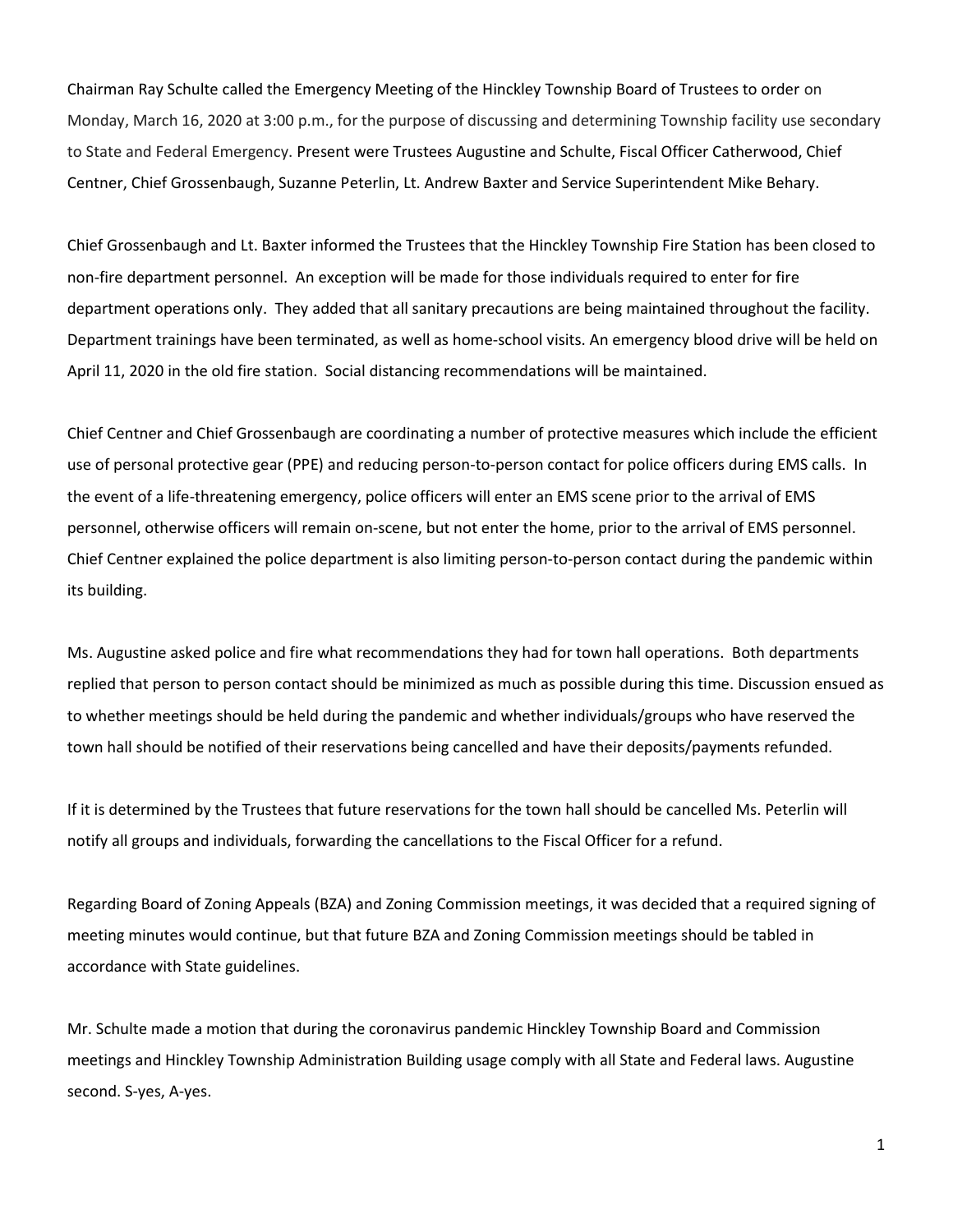Chairman Ray Schulte called the Emergency Meeting of the Hinckley Township Board of Trustees to order on Monday, March 16, 2020 at 3:00 p.m., for the purpose of discussing and determining Township facility use secondary to State and Federal Emergency. Present were Trustees Augustine and Schulte, Fiscal Officer Catherwood, Chief Centner, Chief Grossenbaugh, Suzanne Peterlin, Lt. Andrew Baxter and Service Superintendent Mike Behary.

Chief Grossenbaugh and Lt. Baxter informed the Trustees that the Hinckley Township Fire Station has been closed to non-fire department personnel. An exception will be made for those individuals required to enter for fire department operations only. They added that all sanitary precautions are being maintained throughout the facility. Department trainings have been terminated, as well as home-school visits. An emergency blood drive will be held on April 11, 2020 in the old fire station. Social distancing recommendations will be maintained.

Chief Centner and Chief Grossenbaugh are coordinating a number of protective measures which include the efficient use of personal protective gear (PPE) and reducing person-to-person contact for police officers during EMS calls. In the event of a life-threatening emergency, police officers will enter an EMS scene prior to the arrival of EMS personnel, otherwise officers will remain on-scene, but not enter the home, prior to the arrival of EMS personnel. Chief Centner explained the police department is also limiting person-to-person contact during the pandemic within its building.

Ms. Augustine asked police and fire what recommendations they had for town hall operations. Both departments replied that person to person contact should be minimized as much as possible during this time. Discussion ensued as to whether meetings should be held during the pandemic and whether individuals/groups who have reserved the town hall should be notified of their reservations being cancelled and have their deposits/payments refunded.

If it is determined by the Trustees that future reservations for the town hall should be cancelled Ms. Peterlin will notify all groups and individuals, forwarding the cancellations to the Fiscal Officer for a refund.

Regarding Board of Zoning Appeals (BZA) and Zoning Commission meetings, it was decided that a required signing of meeting minutes would continue, but that future BZA and Zoning Commission meetings should be tabled in accordance with State guidelines.

Mr. Schulte made a motion that during the coronavirus pandemic Hinckley Township Board and Commission meetings and Hinckley Township Administration Building usage comply with all State and Federal laws. Augustine second. S-yes, A-yes.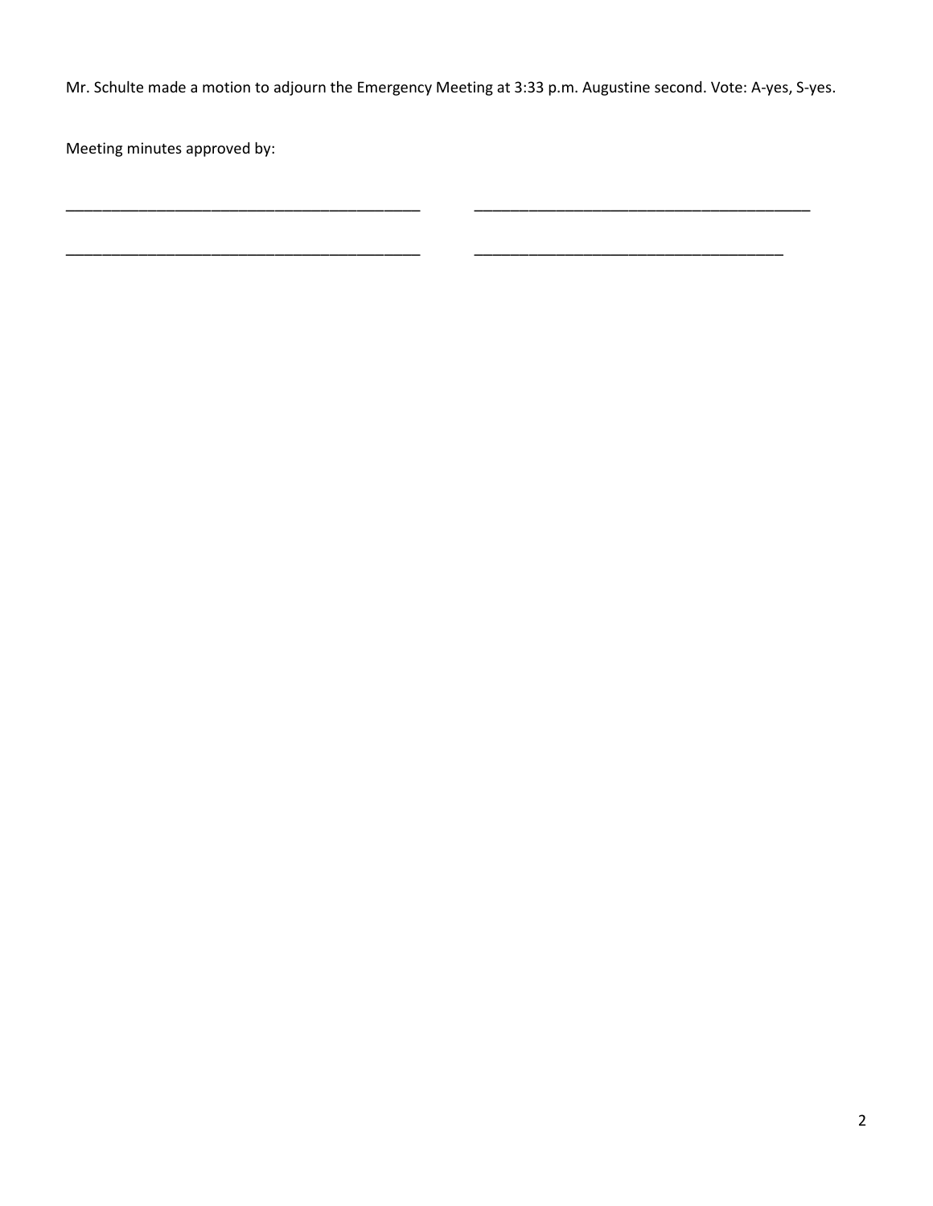Mr. Schulte made a motion to adjourn the Emergency Meeting at 3:33 p.m. Augustine second. Vote: A-yes, S-yes.

Meeting minutes approved by:

\_\_\_\_\_\_\_\_\_\_\_\_\_\_\_\_\_\_\_\_\_\_\_\_\_\_\_\_\_\_\_\_\_\_\_\_\_\_\_\_\_\_ \_\_\_\_\_\_\_\_\_\_\_\_\_\_\_\_\_\_\_\_\_\_\_\_\_\_\_\_\_\_\_\_\_\_\_\_\_\_\_\_

\_\_\_\_\_\_\_\_\_\_\_\_\_\_\_\_\_\_\_\_\_\_\_\_\_\_\_\_\_\_\_\_\_\_\_\_\_\_\_\_\_\_ \_\_\_\_\_\_\_\_\_\_\_\_\_\_\_\_\_\_\_\_\_\_\_\_\_\_\_\_\_\_\_\_\_\_\_\_\_